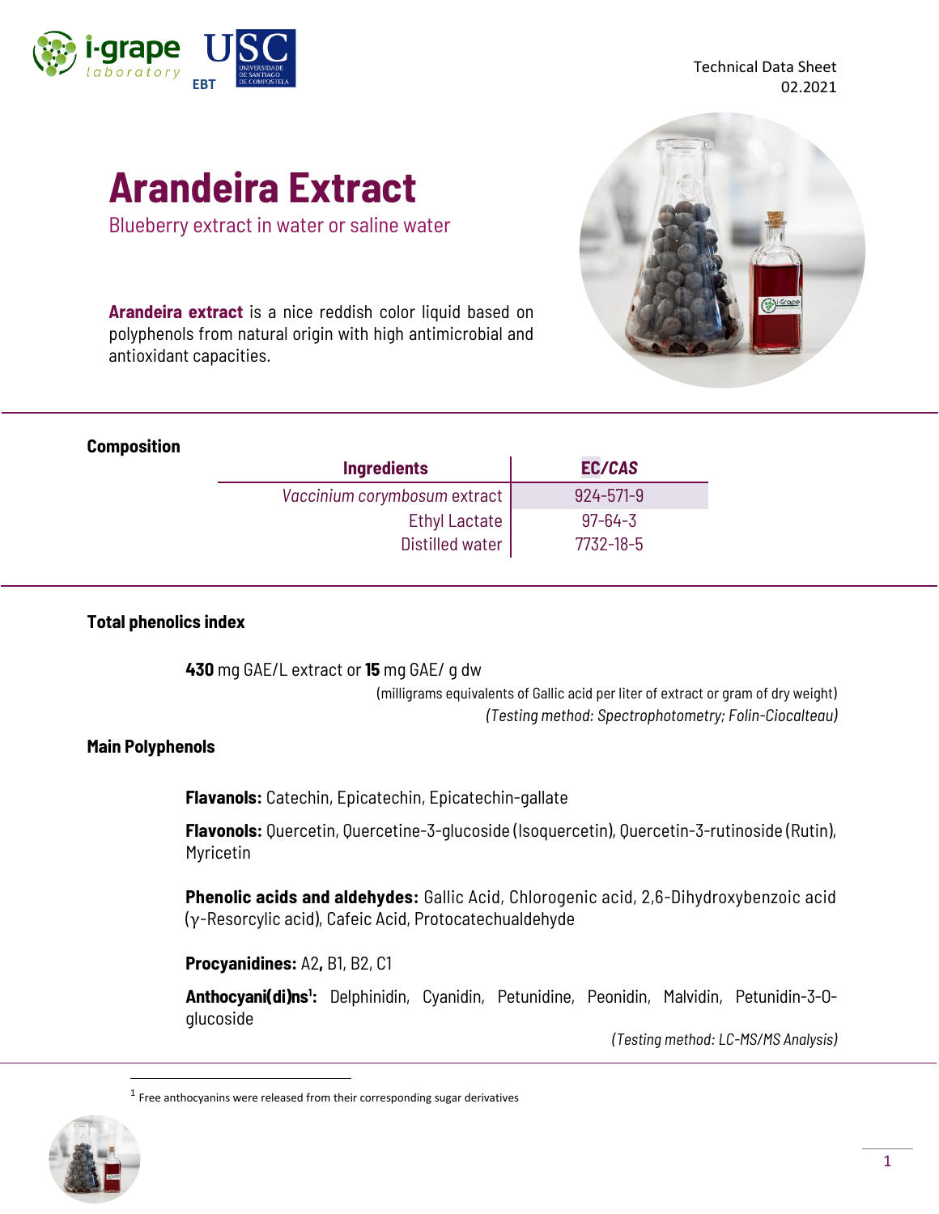Technical Data Sheet
02.2021

# Arandeira Extract

Blueberry extract in water or saline water

**Arandeira extract** is a nice reddish color liquid based on polyphenols from natural origin with high antimicrobial and antioxidant capacities.

## Composition

| Ingredients | EC/CAS |
|---|---|
| *Vaccinium corymbosum* extract | 924-571-9 |
| Ethyl Lactate | 97-64-3 |
| Distilled water | 7732-18-5 |

## Total phenolics index

**430** mg GAE/L extract or **15** mg GAE/ g dw

(milligrams equivalents of Gallic acid per liter of extract or gram of dry weight)

*(Testing method: Spectrophotometry; Folin-Ciocalteau)*

## Main Polyphenols

**Flavanols:** Catechin, Epicatechin, Epicatechin-gallate

**Flavonols:** Quercetin, Quercetine-3-glucoside (Isoquercetin), Quercetin-3-rutinoside (Rutin), Myricetin

**Phenolic acids and aldehydes:** Gallic Acid, Chlorogenic acid, 2,6-Dihydroxybenzoic acid (γ-Resorcylic acid), Cafeic Acid, Protocatechualdehyde

**Procyanidines:** A2**,** B1, B2, C1

**Anthocyani(di)ns**[1]**:** Delphinidin, Cyanidin, Petunidine, Peonidin, Malvidin, Petunidin-3-O-glucoside

*(Testing method: LC-MS/MS Analysis)*

[1] Free anthocyanins were released from their corresponding sugar derivatives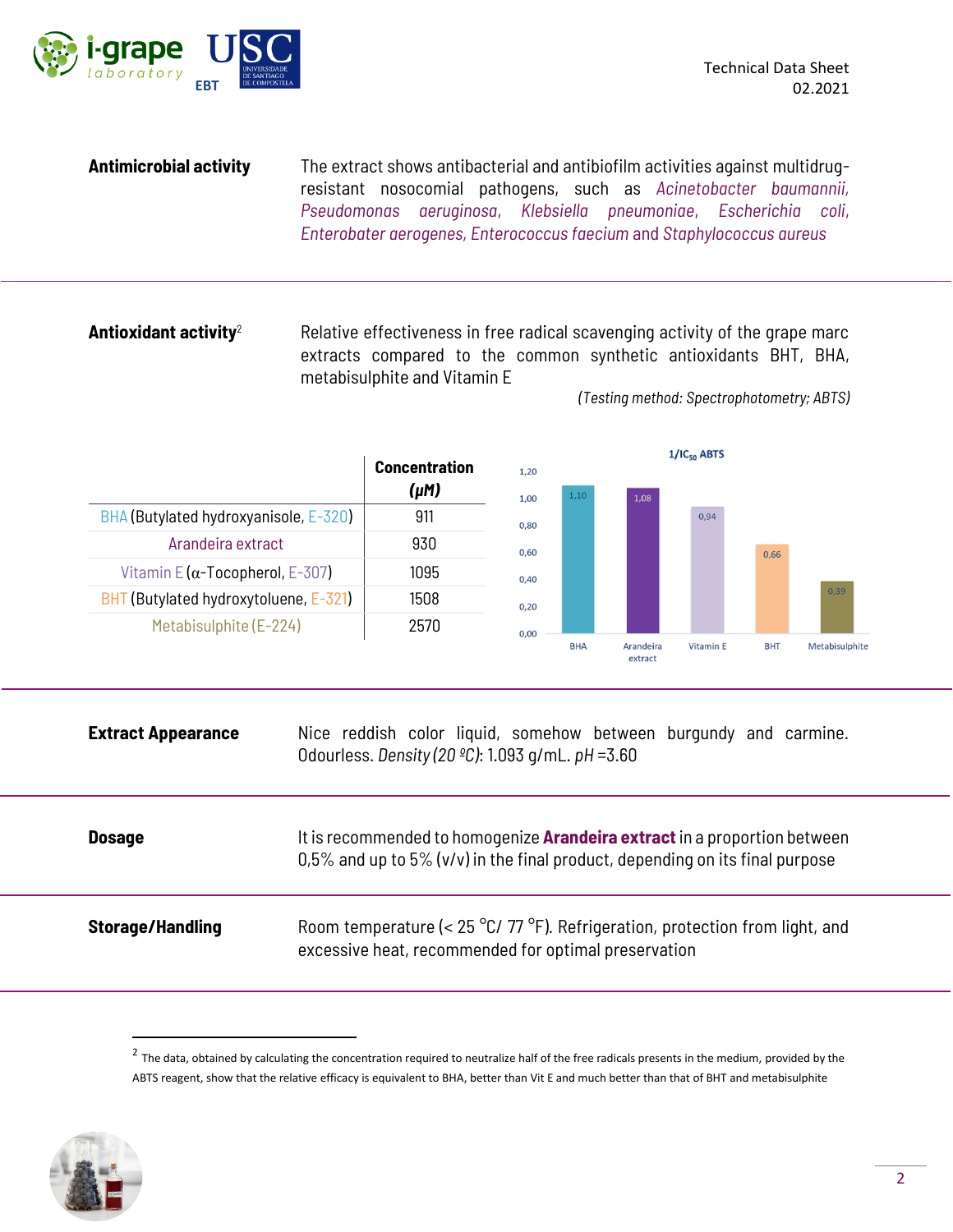**Antimicrobial activity**

The extract shows antibacterial and antibiofilm activities against multidrug-resistant nosocomial pathogens, such as *Acinetobacter baumannii, Pseudomonas aeruginosa, Klebsiella pneumoniae, Escherichia coli, Enterobater aerogenes, Enterococcus faecium* and *Staphylococcus aureus*

---

**Antioxidant activity**[2]

Relative effectiveness in free radical scavenging activity of the grape marc extracts compared to the common synthetic antioxidants BHT, BHA, metabisulphite and Vitamin E

*(Testing method: Spectrophotometry; ABTS)*

| | ***Concentration (μM)*** |
|---|---|
| BHA (Butylated hydroxyanisole, E-320) | 911 |
| Arandeira extract | 930 |
| Vitamin E (α-Tocopherol, E-307) | 1095 |
| BHT (Butylated hydroxytoluene, E-321) | 1508 |
| Metabisulphite (E-224) | 2570 |

$1/IC_{50}$ ABTS

| | BHA | Arandeira extract | Vitamin E | BHT | Metabisulphite |
|---|---|---|---|---|---|
| $1/IC_{50}$ ABTS | 1,10 | 1,08 | 0,94 | 0,66 | 0,39 |

---

**Extract Appearance**

Nice reddish color liquid, somehow between burgundy and carmine. Odourless. *Density (20 ºC)*: 1.093 g/mL. *pH* =3.60

---

**Dosage**

It is recommended to homogenize **Arandeira extract** in a proportion between 0,5% and up to 5% (v/v) in the final product, depending on its final purpose

---

**Storage/Handling**

Room temperature (< 25 °C/ 77 °F). Refrigeration, protection from light, and excessive heat, recommended for optimal preservation

---

[2] The data, obtained by calculating the concentration required to neutralize half of the free radicals presents in the medium, provided by the ABTS reagent, show that the relative efficacy is equivalent to BHA, better than Vit E and much better than that of BHT and metabisulphite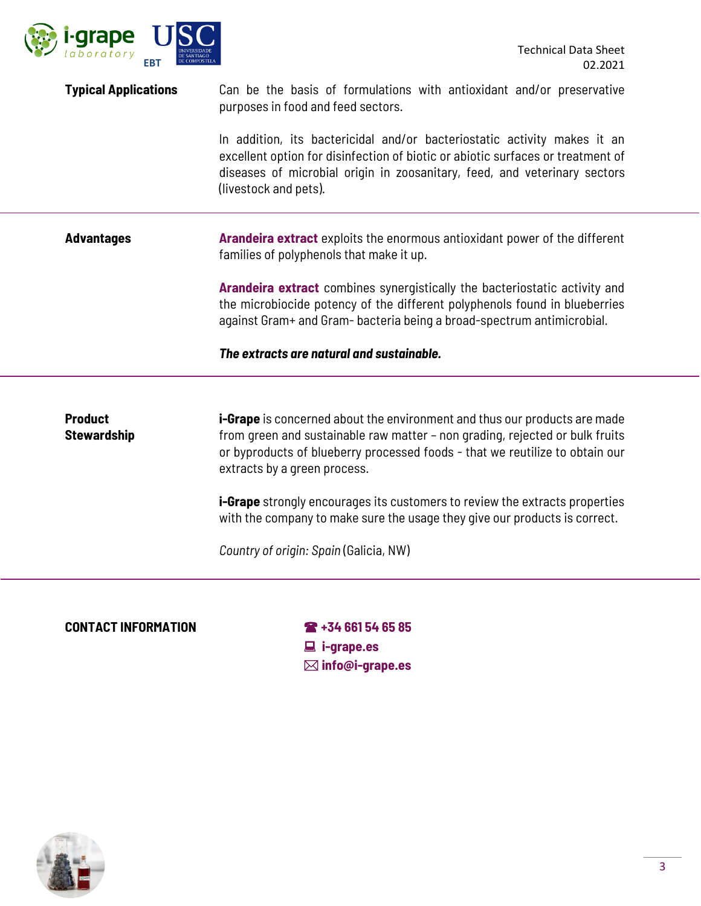**Typical Applications**

Can be the basis of formulations with antioxidant and/or preservative purposes in food and feed sectors.

In addition, its bactericidal and/or bacteriostatic activity makes it an excellent option for disinfection of biotic or abiotic surfaces or treatment of diseases of microbial origin in zoosanitary, feed, and veterinary sectors (livestock and pets).

---

**Advantages**

**Arandeira extract** exploits the enormous antioxidant power of the different families of polyphenols that make it up.

**Arandeira extract** combines synergistically the bacteriostatic activity and the microbiocide potency of the different polyphenols found in blueberries against Gram+ and Gram- bacteria being a broad-spectrum antimicrobial.

***The extracts are natural and sustainable.***

---

**Product Stewardship**

**i-Grape** is concerned about the environment and thus our products are made from green and sustainable raw matter – non grading, rejected or bulk fruits or byproducts of blueberry processed foods - that we reutilize to obtain our extracts by a green process.

**i-Grape** strongly encourages its customers to review the extracts properties with the company to make sure the usage they give our products is correct.

*Country of origin: Spain* (Galicia, NW)

---

**CONTACT INFORMATION**

**+34 661 54 65 85**
**i-grape.es**
**info@i-grape.es**